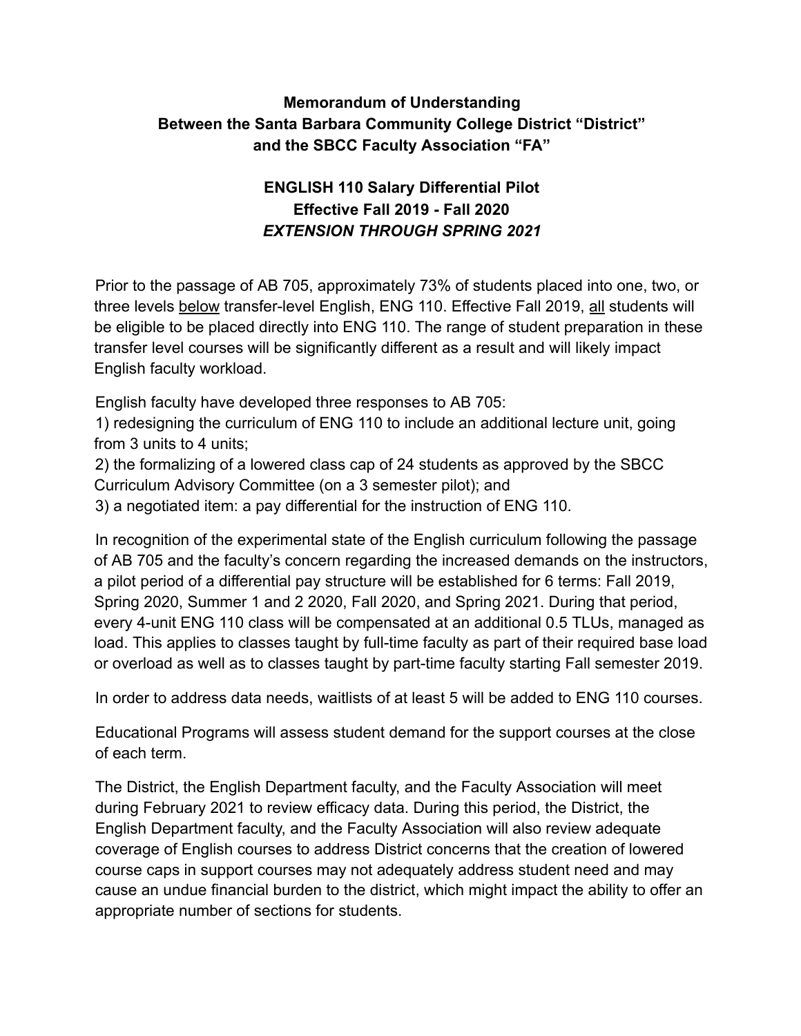**Memorandum of Understanding**
**Between the Santa Barbara Community College District "District"**
**and the SBCC Faculty Association "FA"**

**ENGLISH 110 Salary Differential Pilot**
**Effective Fall 2019 - Fall 2020**
***EXTENSION THROUGH SPRING 2021***

Prior to the passage of AB 705, approximately 73% of students placed into one, two, or three levels below transfer-level English, ENG 110. Effective Fall 2019, all students will be eligible to be placed directly into ENG 110. The range of student preparation in these transfer level courses will be significantly different as a result and will likely impact English faculty workload.

English faculty have developed three responses to AB 705:
1) redesigning the curriculum of ENG 110 to include an additional lecture unit, going from 3 units to 4 units;
2) the formalizing of a lowered class cap of 24 students as approved by the SBCC Curriculum Advisory Committee (on a 3 semester pilot); and
3) a negotiated item: a pay differential for the instruction of ENG 110.

In recognition of the experimental state of the English curriculum following the passage of AB 705 and the faculty's concern regarding the increased demands on the instructors, a pilot period of a differential pay structure will be established for 6 terms: Fall 2019, Spring 2020, Summer 1 and 2 2020, Fall 2020, and Spring 2021. During that period, every 4-unit ENG 110 class will be compensated at an additional 0.5 TLUs, managed as load. This applies to classes taught by full-time faculty as part of their required base load or overload as well as to classes taught by part-time faculty starting Fall semester 2019.

In order to address data needs, waitlists of at least 5 will be added to ENG 110 courses.

Educational Programs will assess student demand for the support courses at the close of each term.

The District, the English Department faculty, and the Faculty Association will meet during February 2021 to review efficacy data. During this period, the District, the English Department faculty, and the Faculty Association will also review adequate coverage of English courses to address District concerns that the creation of lowered course caps in support courses may not adequately address student need and may cause an undue financial burden to the district, which might impact the ability to offer an appropriate number of sections for students.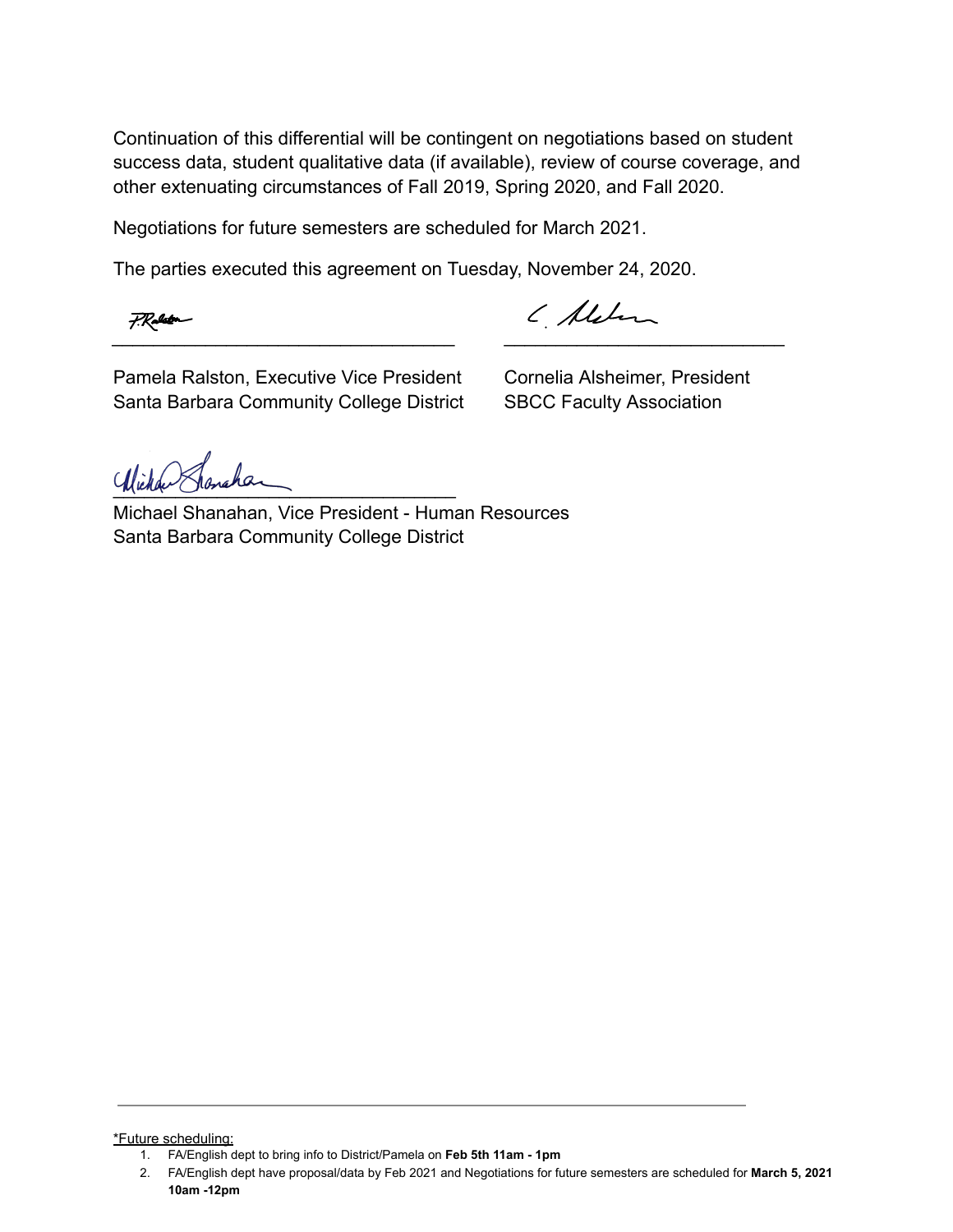Continuation of this differential will be contingent on negotiations based on student success data, student qualitative data (if available), review of course coverage, and other extenuating circumstances of Fall 2019, Spring 2020, and Fall 2020.

Negotiations for future semesters are scheduled for March 2021.

The parties executed this agreement on Tuesday, November 24, 2020.

_________________________________

Pamela Ralston, Executive Vice President
Santa Barbara Community College District

_________________________________

Cornelia Alsheimer, President
SBCC Faculty Association

_________________________________

Michael Shanahan, Vice President - Human Resources
Santa Barbara Community College District

---

*Future scheduling:

1. FA/English dept to bring info to District/Pamela on **Feb 5th 11am - 1pm**
2. FA/English dept have proposal/data by Feb 2021 and Negotiations for future semesters are scheduled for **March 5, 2021 10am -12pm**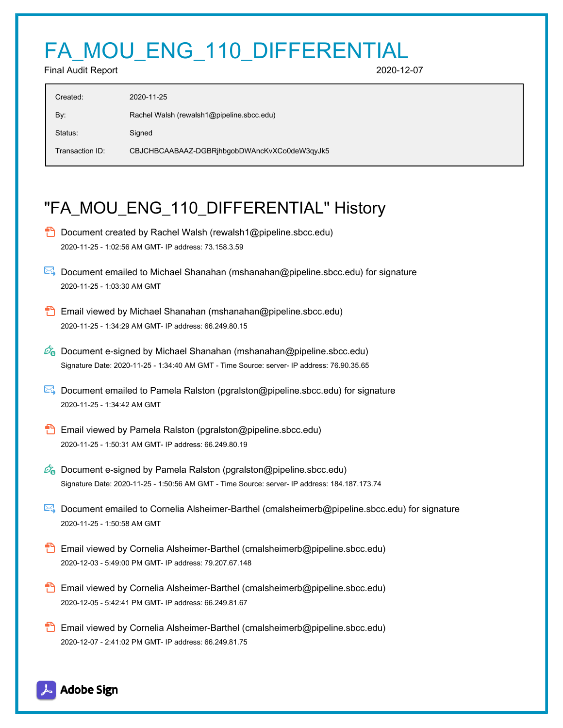# FA_MOU_ENG_110_DIFFERENTIAL

Final Audit Report 2020-12-07

| | |
|---|---|
| Created: | 2020-11-25 |
| By: | Rachel Walsh (rewalsh1@pipeline.sbcc.edu) |
| Status: | Signed |
| Transaction ID: | CBJCHBCAABAAZ-DGBRjhbgobDWAncKvXCo0deW3qyJk5 |

## "FA_MOU_ENG_110_DIFFERENTIAL" History

- Document created by Rachel Walsh (rewalsh1@pipeline.sbcc.edu)
  2020-11-25 - 1:02:56 AM GMT- IP address: 73.158.3.59

- Document emailed to Michael Shanahan (mshanahan@pipeline.sbcc.edu) for signature
  2020-11-25 - 1:03:30 AM GMT

- Email viewed by Michael Shanahan (mshanahan@pipeline.sbcc.edu)
  2020-11-25 - 1:34:29 AM GMT- IP address: 66.249.80.15

- Document e-signed by Michael Shanahan (mshanahan@pipeline.sbcc.edu)
  Signature Date: 2020-11-25 - 1:34:40 AM GMT - Time Source: server- IP address: 76.90.35.65

- Document emailed to Pamela Ralston (pgralston@pipeline.sbcc.edu) for signature
  2020-11-25 - 1:34:42 AM GMT

- Email viewed by Pamela Ralston (pgralston@pipeline.sbcc.edu)
  2020-11-25 - 1:50:31 AM GMT- IP address: 66.249.80.19

- Document e-signed by Pamela Ralston (pgralston@pipeline.sbcc.edu)
  Signature Date: 2020-11-25 - 1:50:56 AM GMT - Time Source: server- IP address: 184.187.173.74

- Document emailed to Cornelia Alsheimer-Barthel (cmalsheimerb@pipeline.sbcc.edu) for signature
  2020-11-25 - 1:50:58 AM GMT

- Email viewed by Cornelia Alsheimer-Barthel (cmalsheimerb@pipeline.sbcc.edu)
  2020-12-03 - 5:49:00 PM GMT- IP address: 79.207.67.148

- Email viewed by Cornelia Alsheimer-Barthel (cmalsheimerb@pipeline.sbcc.edu)
  2020-12-05 - 5:42:41 PM GMT- IP address: 66.249.81.67

- Email viewed by Cornelia Alsheimer-Barthel (cmalsheimerb@pipeline.sbcc.edu)
  2020-12-07 - 2:41:02 PM GMT- IP address: 66.249.81.75

Adobe Sign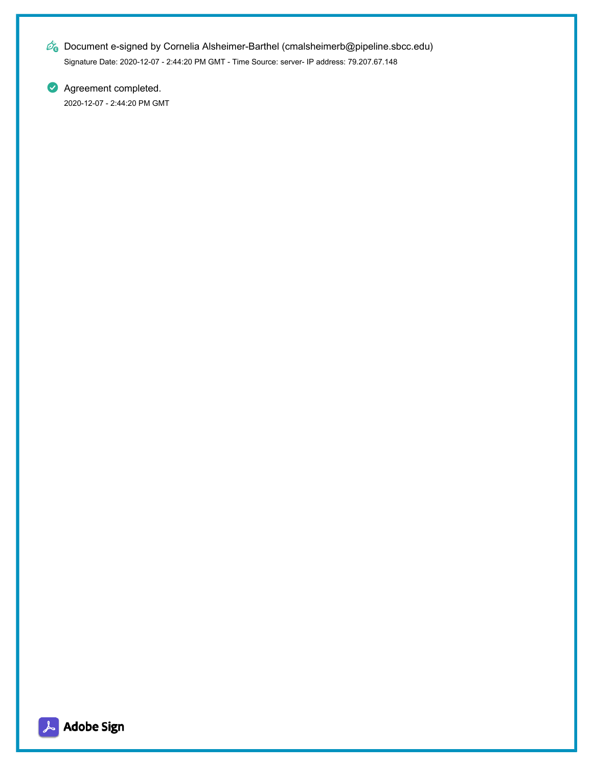Document e-signed by Cornelia Alsheimer-Barthel (cmalsheimerb@pipeline.sbcc.edu)

Signature Date: 2020-12-07 - 2:44:20 PM GMT - Time Source: server- IP address: 79.207.67.148

Agreement completed.

2020-12-07 - 2:44:20 PM GMT

Adobe Sign